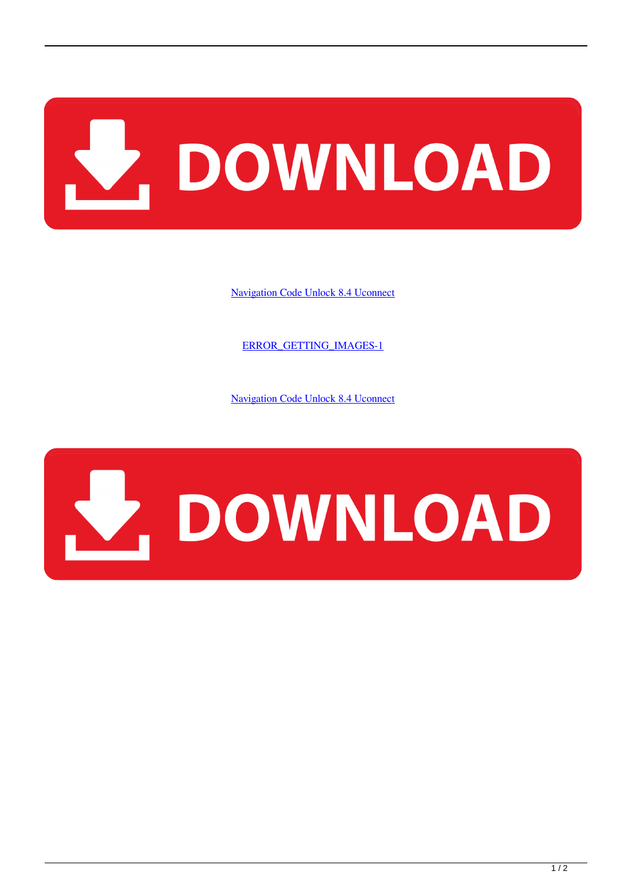DOWNLOAD

Navigation Code Unlock 8.4 Uconnect

ERROR_GETTING_IMAGES-1

Navigation Code Unlock 8.4 Uconnect

DOWNLOAD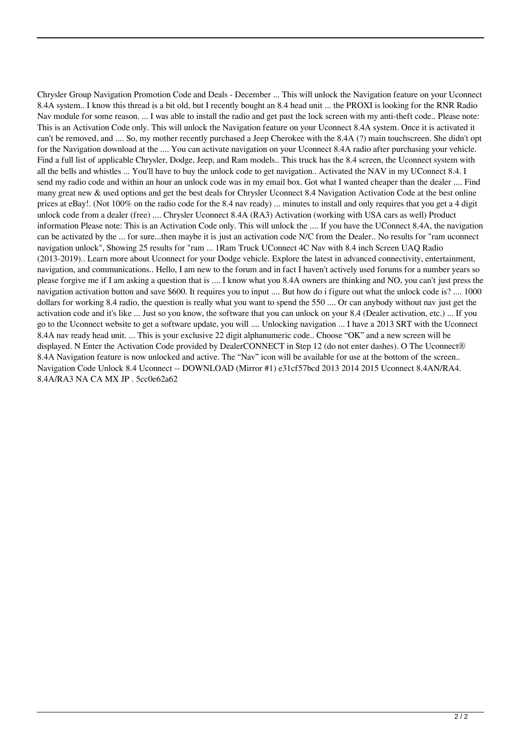Chrysler Group Navigation Promotion Code and Deals - December ... This will unlock the Navigation feature on your Uconnect 8.4A system.. I know this thread is a bit old, but I recently bought an 8.4 head unit ... the PROXI is looking for the RNR Radio Nav module for some reason. ... I was able to install the radio and get past the lock screen with my anti-theft code.. Please note: This is an Activation Code only. This will unlock the Navigation feature on your Uconnect 8.4A system. Once it is activated it can't be removed, and .... So, my mother recently purchased a Jeep Cherokee with the 8.4A (?) main touchscreen. She didn't opt for the Navigation download at the .... You can activate navigation on your Uconnect 8.4A radio after purchasing your vehicle. Find a full list of applicable Chrysler, Dodge, Jeep, and Ram models.. This truck has the 8.4 screen, the Uconnect system with all the bells and whistles ... You'll have to buy the unlock code to get navigation.. Activated the NAV in my UConnect 8.4. I send my radio code and within an hour an unlock code was in my email box. Got what I wanted cheaper than the dealer .... Find many great new & used options and get the best deals for Chrysler Uconnect 8.4 Navigation Activation Code at the best online prices at eBay!. (Not 100% on the radio code for the 8.4 nav ready) ... minutes to install and only requires that you get a 4 digit unlock code from a dealer (free) .... Chrysler Uconnect 8.4A (RA3) Activation (working with USA cars as well) Product information Please note: This is an Activation Code only. This will unlock the .... If you have the UConnect 8.4A, the navigation can be activated by the ... for sure...then maybe it is just an activation code N/C from the Dealer.. No results for "ram uconnect navigation unlock", Showing 25 results for "ram ... 1Ram Truck UConnect 4C Nav with 8.4 inch Screen UAQ Radio (2013-2019).. Learn more about Uconnect for your Dodge vehicle. Explore the latest in advanced connectivity, entertainment, navigation, and communications.. Hello, I am new to the forum and in fact I haven't actively used forums for a number years so please forgive me if I am asking a question that is .... I know what you 8.4A owners are thinking and NO, you can't just press the navigation activation button and save $600. It requires you to input .... But how do i figure out what the unlock code is? .... 1000 dollars for working 8.4 radio, the question is really what you want to spend the 550 .... Or can anybody without nav just get the activation code and it's like ... Just so you know, the software that you can unlock on your 8.4 (Dealer activation, etc.) ... If you go to the Uconnect website to get a software update, you will .... Unlocking navigation ... I have a 2013 SRT with the Uconnect 8.4A nav ready head unit. ... This is your exclusive 22 digit alphanumeric code.. Choose "OK" and a new screen will be displayed. N Enter the Activation Code provided by DealerCONNECT in Step 12 (do not enter dashes). O The Uconnect® 8.4A Navigation feature is now unlocked and active. The "Nav" icon will be available for use at the bottom of the screen.. Navigation Code Unlock 8.4 Uconnect -- DOWNLOAD (Mirror #1) e31cf57bcd 2013 2014 2015 Uconnect 8.4AN/RA4. 8.4A/RA3 NA CA MX JP . 5cc0e62a62